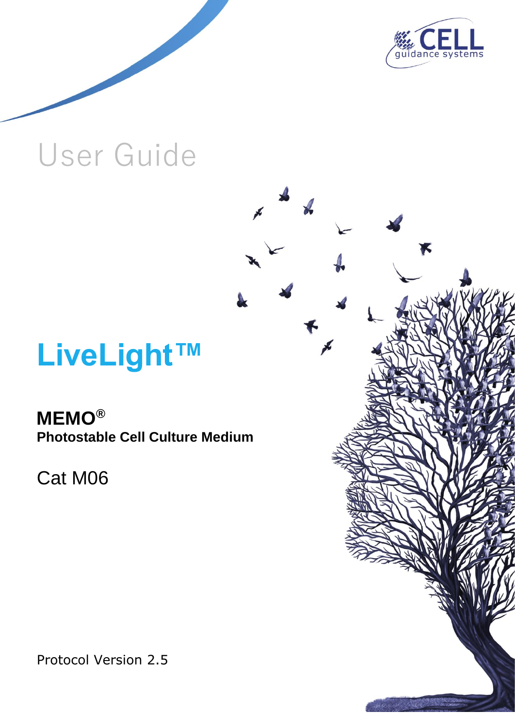CELL guidance systems

# User Guide

# LiveLight™

**MEMO®**
**Photostable Cell Culture Medium**

Cat M06

Protocol Version 2.5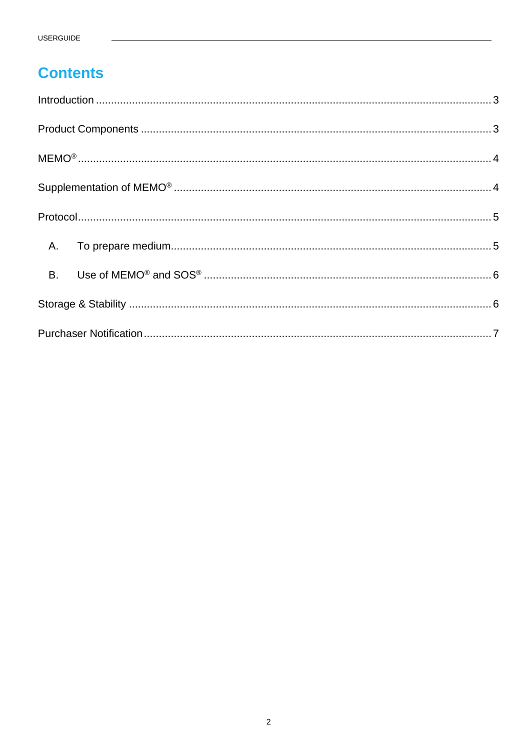# Contents

Introduction .......................................................................................................................... 3

Product Components ........................................................................................................... 3

MEMO® ................................................................................................................................ 4

Supplementation of MEMO® ................................................................................................ 4

Protocol ................................................................................................................................ 5

  A. To prepare medium ....................................................................................................... 5

  B. Use of MEMO® and SOS® ............................................................................................ 6

Storage & Stability ............................................................................................................... 6

Purchaser Notification .......................................................................................................... 7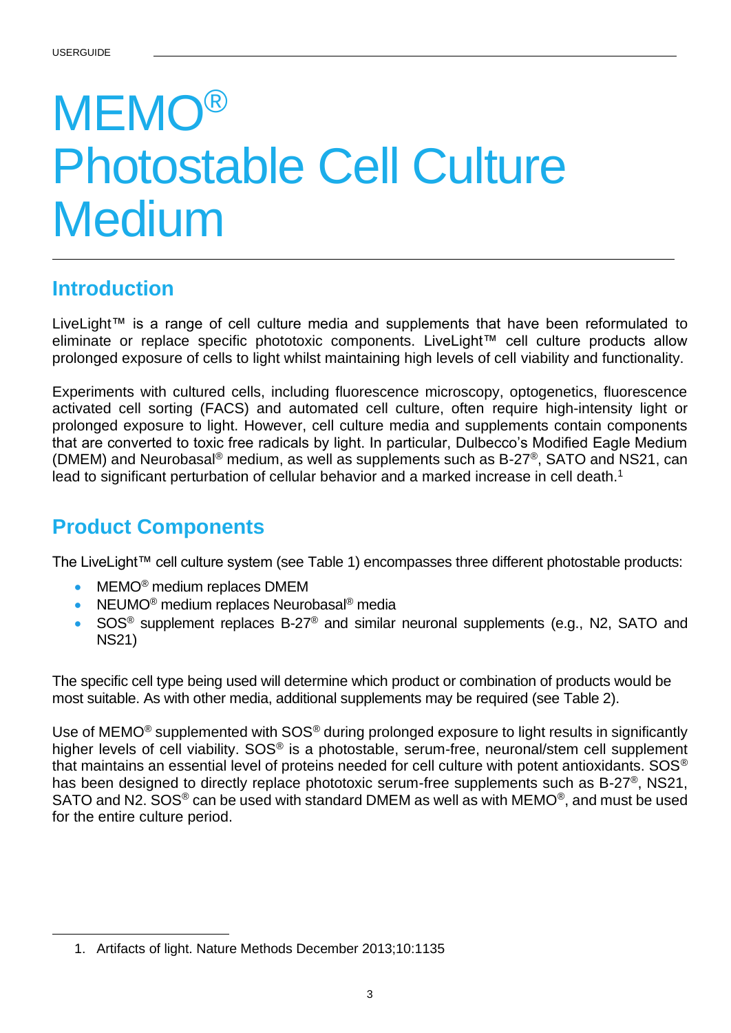# MEMO® Photostable Cell Culture Medium

## Introduction

LiveLight™ is a range of cell culture media and supplements that have been reformulated to eliminate or replace specific phototoxic components. LiveLight™ cell culture products allow prolonged exposure of cells to light whilst maintaining high levels of cell viability and functionality.

Experiments with cultured cells, including fluorescence microscopy, optogenetics, fluorescence activated cell sorting (FACS) and automated cell culture, often require high-intensity light or prolonged exposure to light. However, cell culture media and supplements contain components that are converted to toxic free radicals by light. In particular, Dulbecco's Modified Eagle Medium (DMEM) and Neurobasal® medium, as well as supplements such as B-27®, SATO and NS21, can lead to significant perturbation of cellular behavior and a marked increase in cell death.[1]

## Product Components

The LiveLight™ cell culture system (see Table 1) encompasses three different photostable products:

- MEMO® medium replaces DMEM
- NEUMO® medium replaces Neurobasal® media
- SOS® supplement replaces B-27® and similar neuronal supplements (e.g., N2, SATO and NS21)

The specific cell type being used will determine which product or combination of products would be most suitable. As with other media, additional supplements may be required (see Table 2).

Use of MEMO® supplemented with SOS® during prolonged exposure to light results in significantly higher levels of cell viability. SOS® is a photostable, serum-free, neuronal/stem cell supplement that maintains an essential level of proteins needed for cell culture with potent antioxidants. SOS® has been designed to directly replace phototoxic serum-free supplements such as B-27®, NS21, SATO and N2. SOS® can be used with standard DMEM as well as with MEMO®, and must be used for the entire culture period.

1. Artifacts of light. Nature Methods December 2013;10:1135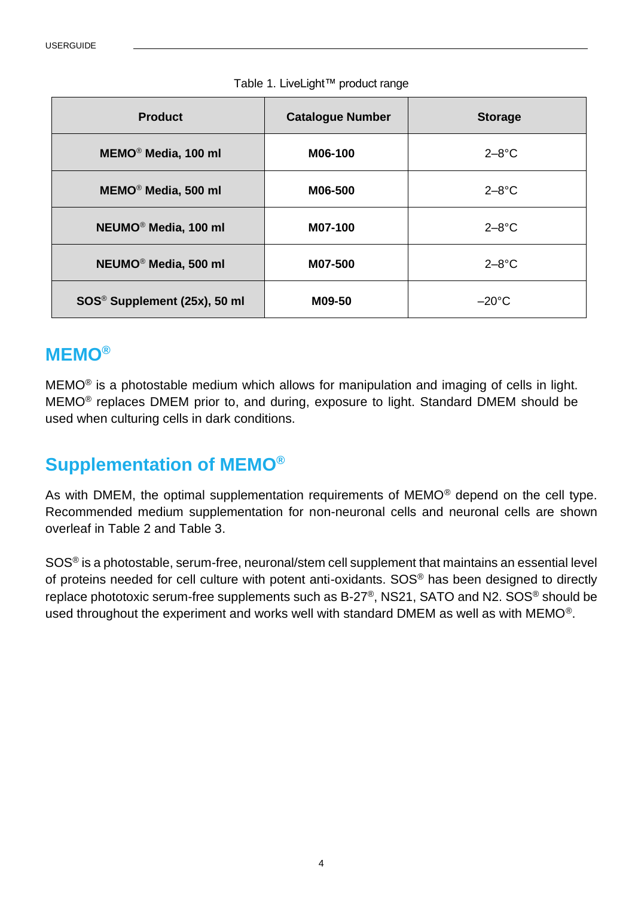Table 1. LiveLight™ product range

| Product | Catalogue Number | Storage |
|---|---|---|
| **MEMO® Media, 100 ml** | **M06-100** | 2–8°C |
| **MEMO® Media, 500 ml** | **M06-500** | 2–8°C |
| **NEUMO® Media, 100 ml** | **M07-100** | 2–8°C |
| **NEUMO® Media, 500 ml** | **M07-500** | 2–8°C |
| **SOS® Supplement (25x), 50 ml** | **M09-50** | –20°C |

## MEMO®

MEMO® is a photostable medium which allows for manipulation and imaging of cells in light. MEMO® replaces DMEM prior to, and during, exposure to light. Standard DMEM should be used when culturing cells in dark conditions.

## Supplementation of MEMO®

As with DMEM, the optimal supplementation requirements of MEMO® depend on the cell type. Recommended medium supplementation for non-neuronal cells and neuronal cells are shown overleaf in Table 2 and Table 3.

SOS® is a photostable, serum-free, neuronal/stem cell supplement that maintains an essential level of proteins needed for cell culture with potent anti-oxidants. SOS® has been designed to directly replace phototoxic serum-free supplements such as B-27®, NS21, SATO and N2. SOS® should be used throughout the experiment and works well with standard DMEM as well as with MEMO®.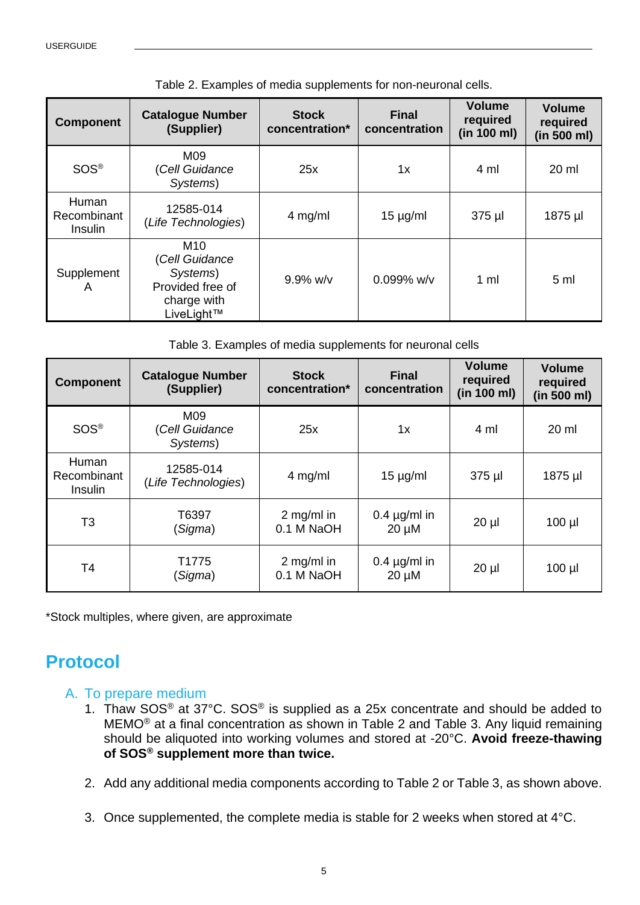Table 2. Examples of media supplements for non-neuronal cells.

| Component | Catalogue Number (Supplier) | Stock concentration* | Final concentration | Volume required (in 100 ml) | Volume required (in 500 ml) |
|---|---|---|---|---|---|
| SOS® | M09 (*Cell Guidance Systems*) | 25x | 1x | 4 ml | 20 ml |
| Human Recombinant Insulin | 12585-014 (*Life Technologies*) | 4 mg/ml | 15 µg/ml | 375 µl | 1875 µl |
| Supplement A | M10 (*Cell Guidance Systems*) Provided free of charge with LiveLight™ | 9.9% w/v | 0.099% w/v | 1 ml | 5 ml |

Table 3. Examples of media supplements for neuronal cells

| Component | Catalogue Number (Supplier) | Stock concentration* | Final concentration | Volume required (in 100 ml) | Volume required (in 500 ml) |
|---|---|---|---|---|---|
| SOS® | M09 (*Cell Guidance Systems*) | 25x | 1x | 4 ml | 20 ml |
| Human Recombinant Insulin | 12585-014 (*Life Technologies*) | 4 mg/ml | 15 µg/ml | 375 µl | 1875 µl |
| T3 | T6397 (*Sigma*) | 2 mg/ml in 0.1 M NaOH | 0.4 µg/ml in 20 µM | 20 µl | 100 µl |
| T4 | T1775 (*Sigma*) | 2 mg/ml in 0.1 M NaOH | 0.4 µg/ml in 20 µM | 20 µl | 100 µl |

*Stock multiples, where given, are approximate

# Protocol

## A. To prepare medium

1. Thaw SOS® at 37°C. SOS® is supplied as a 25x concentrate and should be added to MEMO® at a final concentration as shown in Table 2 and Table 3. Any liquid remaining should be aliquoted into working volumes and stored at -20°C. **Avoid freeze-thawing of SOS® supplement more than twice.**

2. Add any additional media components according to Table 2 or Table 3, as shown above.

3. Once supplemented, the complete media is stable for 2 weeks when stored at 4°C.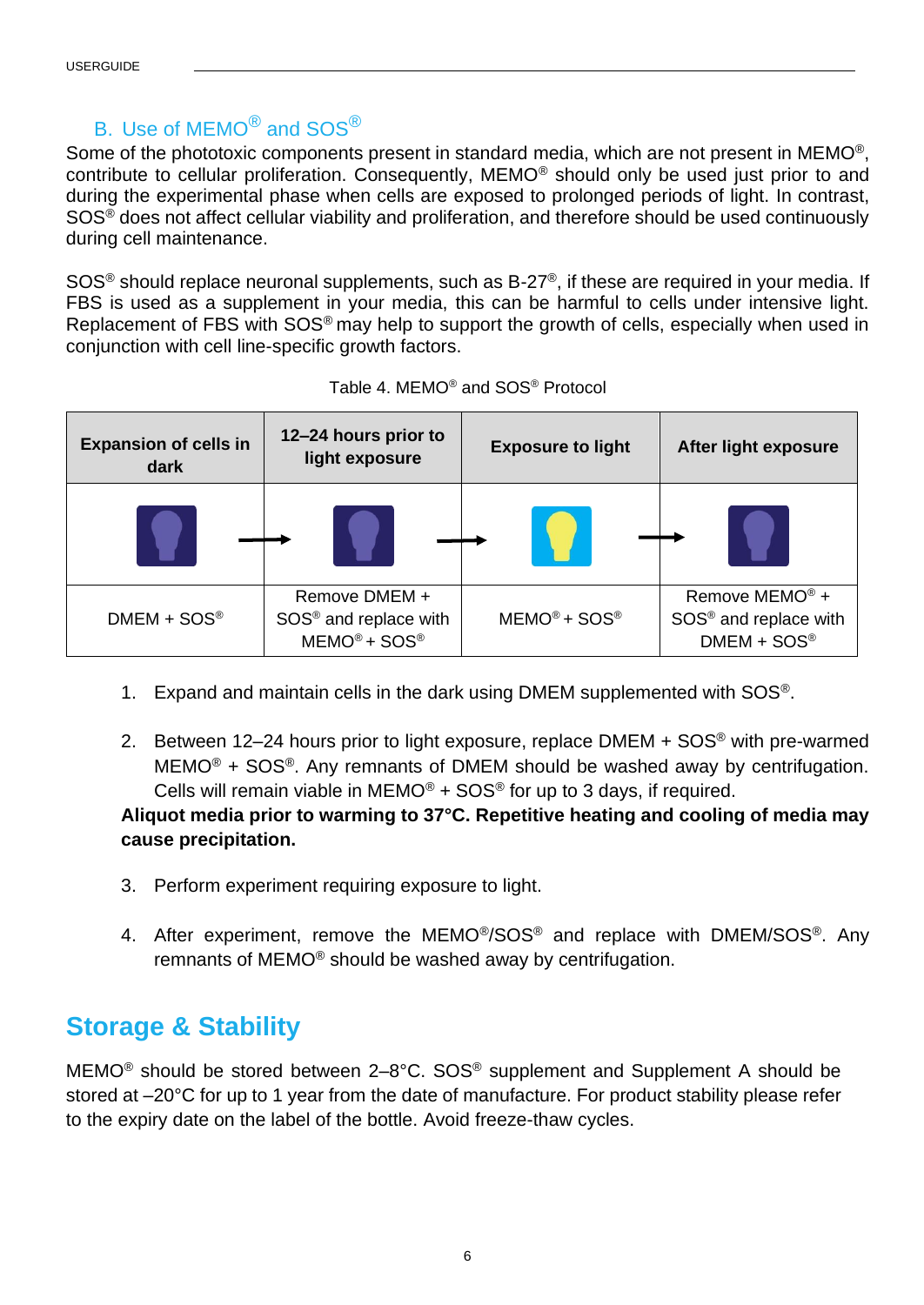## B. Use of MEMO® and SOS®

Some of the phototoxic components present in standard media, which are not present in MEMO®, contribute to cellular proliferation. Consequently, MEMO® should only be used just prior to and during the experimental phase when cells are exposed to prolonged periods of light. In contrast, SOS® does not affect cellular viability and proliferation, and therefore should be used continuously during cell maintenance.

SOS® should replace neuronal supplements, such as B-27®, if these are required in your media. If FBS is used as a supplement in your media, this can be harmful to cells under intensive light. Replacement of FBS with SOS® may help to support the growth of cells, especially when used in conjunction with cell line-specific growth factors.

Table 4. MEMO® and SOS® Protocol

| Expansion of cells in dark | 12–24 hours prior to light exposure | Exposure to light | After light exposure |
|---|---|---|---|
| | | | |
| DMEM + SOS® | Remove DMEM + SOS® and replace with MEMO® + SOS® | MEMO® + SOS® | Remove MEMO® + SOS® and replace with DMEM + SOS® |

1. Expand and maintain cells in the dark using DMEM supplemented with SOS®.

2. Between 12–24 hours prior to light exposure, replace DMEM + SOS® with pre-warmed MEMO® + SOS®. Any remnants of DMEM should be washed away by centrifugation. Cells will remain viable in MEMO® + SOS® for up to 3 days, if required.

**Aliquot media prior to warming to 37°C. Repetitive heating and cooling of media may cause precipitation.**

3. Perform experiment requiring exposure to light.

4. After experiment, remove the MEMO®/SOS® and replace with DMEM/SOS®. Any remnants of MEMO® should be washed away by centrifugation.

# Storage & Stability

MEMO® should be stored between 2–8°C. SOS® supplement and Supplement A should be stored at –20°C for up to 1 year from the date of manufacture. For product stability please refer to the expiry date on the label of the bottle. Avoid freeze-thaw cycles.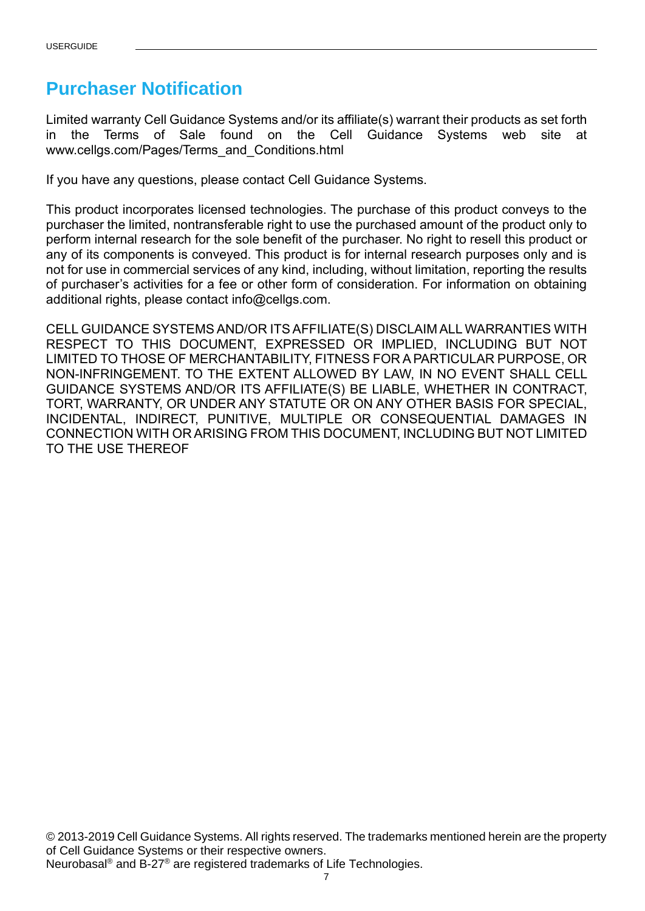# Purchaser Notification

Limited warranty Cell Guidance Systems and/or its affiliate(s) warrant their products as set forth in the Terms of Sale found on the Cell Guidance Systems web site at www.cellgs.com/Pages/Terms_and_Conditions.html

If you have any questions, please contact Cell Guidance Systems.

This product incorporates licensed technologies. The purchase of this product conveys to the purchaser the limited, nontransferable right to use the purchased amount of the product only to perform internal research for the sole benefit of the purchaser. No right to resell this product or any of its components is conveyed. This product is for internal research purposes only and is not for use in commercial services of any kind, including, without limitation, reporting the results of purchaser's activities for a fee or other form of consideration. For information on obtaining additional rights, please contact info@cellgs.com.

CELL GUIDANCE SYSTEMS AND/OR ITS AFFILIATE(S) DISCLAIM ALL WARRANTIES WITH RESPECT TO THIS DOCUMENT, EXPRESSED OR IMPLIED, INCLUDING BUT NOT LIMITED TO THOSE OF MERCHANTABILITY, FITNESS FOR A PARTICULAR PURPOSE, OR NON-INFRINGEMENT. TO THE EXTENT ALLOWED BY LAW, IN NO EVENT SHALL CELL GUIDANCE SYSTEMS AND/OR ITS AFFILIATE(S) BE LIABLE, WHETHER IN CONTRACT, TORT, WARRANTY, OR UNDER ANY STATUTE OR ON ANY OTHER BASIS FOR SPECIAL, INCIDENTAL, INDIRECT, PUNITIVE, MULTIPLE OR CONSEQUENTIAL DAMAGES IN CONNECTION WITH OR ARISING FROM THIS DOCUMENT, INCLUDING BUT NOT LIMITED TO THE USE THEREOF

© 2013-2019 Cell Guidance Systems. All rights reserved. The trademarks mentioned herein are the property of Cell Guidance Systems or their respective owners.
Neurobasal® and B-27® are registered trademarks of Life Technologies.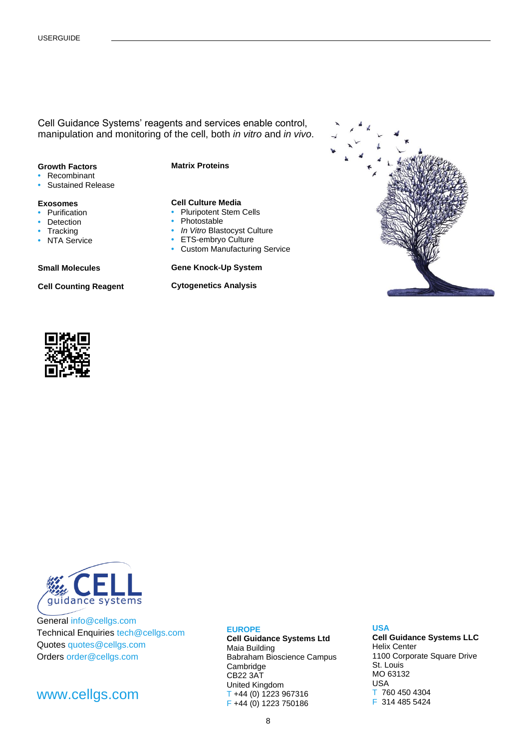Cell Guidance Systems' reagents and services enable control, manipulation and monitoring of the cell, both *in vitro* and *in vivo*.

**Growth Factors**

- Recombinant
- Sustained Release

**Exosomes**

- Purification
- Detection
- Tracking
- NTA Service

**Small Molecules**

**Cell Counting Reagent**

**Matrix Proteins**

**Cell Culture Media**

- Pluripotent Stem Cells
- Photostable
- *In Vitro* Blastocyst Culture
- ETS-embryo Culture
- Custom Manufacturing Service

**Gene Knock-Up System**

**Cytogenetics Analysis**

General info@cellgs.com
Technical Enquiries tech@cellgs.com
Quotes quotes@cellgs.com
Orders order@cellgs.com

www.cellgs.com

**EUROPE**
**Cell Guidance Systems Ltd**
Maia Building
Babraham Bioscience Campus
Cambridge
CB22 3AT
United Kingdom
T +44 (0) 1223 967316
F +44 (0) 1223 750186

**USA**
**Cell Guidance Systems LLC**
Helix Center
1100 Corporate Square Drive
St. Louis
MO 63132
USA
T 760 450 4304
F 314 485 5424